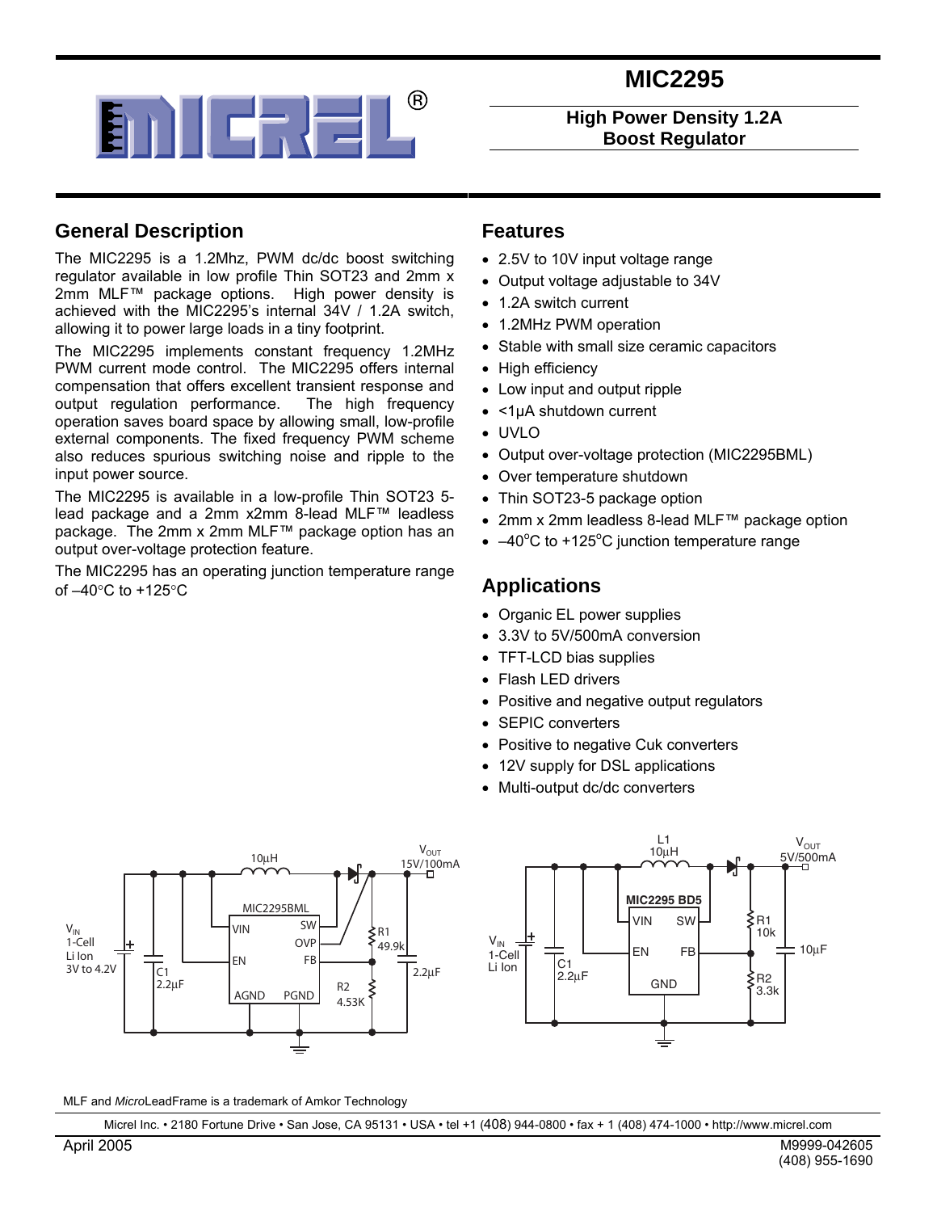# MIC2295

**High Power Density 1.2A Boost Regulator**

## General Description

The MIC2295 is a 1.2Mhz, PWM dc/dc boost switching regulator available in low profile Thin SOT23 and 2mm x 2mm MLF™ package options. High power density is achieved with the MIC2295's internal 34V / 1.2A switch, allowing it to power large loads in a tiny footprint.

The MIC2295 implements constant frequency 1.2MHz PWM current mode control. The MIC2295 offers internal compensation that offers excellent transient response and output regulation performance. The high frequency operation saves board space by allowing small, low-profile external components. The fixed frequency PWM scheme also reduces spurious switching noise and ripple to the input power source.

The MIC2295 is available in a low-profile Thin SOT23 5-lead package and a 2mm x2mm 8-lead MLF™ leadless package. The 2mm x 2mm MLF™ package option has an output over-voltage protection feature.

The MIC2295 has an operating junction temperature range of –40°C to +125°C

## Features

- 2.5V to 10V input voltage range
- Output voltage adjustable to 34V
- 1.2A switch current
- 1.2MHz PWM operation
- Stable with small size ceramic capacitors
- High efficiency
- Low input and output ripple
- <1µA shutdown current
- UVLO
- Output over-voltage protection (MIC2295BML)
- Over temperature shutdown
- Thin SOT23-5 package option
- 2mm x 2mm leadless 8-lead MLF™ package option
- –40°C to +125°C junction temperature range

## Applications

- Organic EL power supplies
- 3.3V to 5V/500mA conversion
- TFT-LCD bias supplies
- Flash LED drivers
- Positive and negative output regulators
- SEPIC converters
- Positive to negative Cuk converters
- 12V supply for DSL applications
- Multi-output dc/dc converters

MLF and *Micro*LeadFrame is a trademark of Amkor Technology

Micrel Inc. • 2180 Fortune Drive • San Jose, CA 95131 • USA • tel +1 (408) 944-0800 • fax + 1 (408) 474-1000 • http://www.micrel.com

April 2005

M9999-042605
(408) 955-1690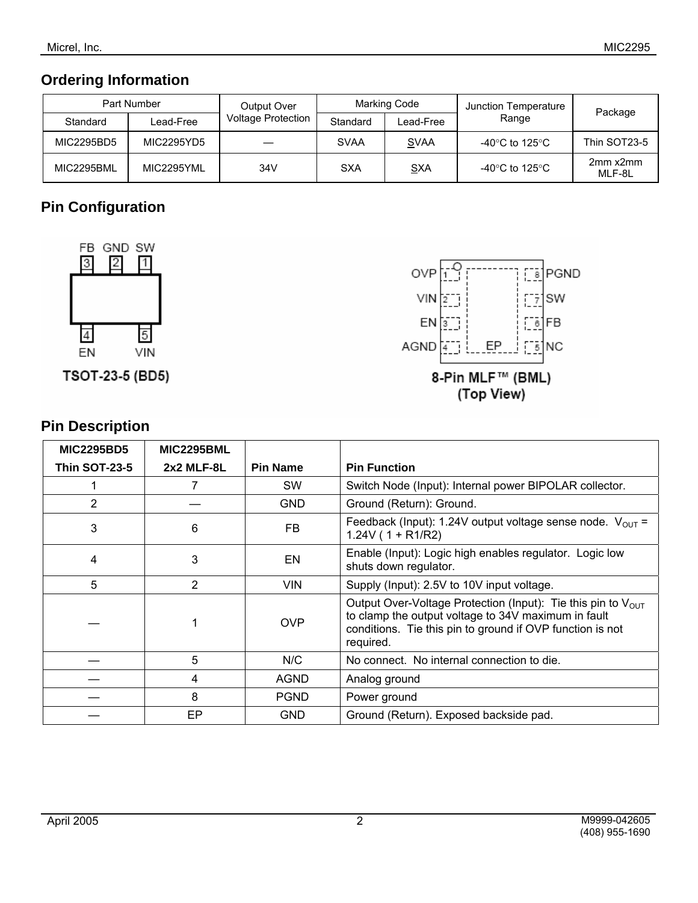## Ordering Information

| Part Number | | Output Over Voltage Protection | Marking Code | | Junction Temperature Range | Package |
|---|---|---|---|---|---|---|
| Standard | Lead-Free | | Standard | Lead-Free | | |
| MIC2295BD5 | MIC2295YD5 | — | SVAA | SVAA | -40°C to 125°C | Thin SOT23-5 |
| MIC2295BML | MIC2295YML | 34V | SXA | SXA | -40°C to 125°C | 2mm x2mm MLF-8L |

## Pin Configuration

FB GND SW
3 2 1

4 5
EN VIN

**TSOT-23-5 (BD5)**

OVP 1 — 8 PGND
VIN 2 — 7 SW
EN 3 — 6 FB
AGND 4 — 5 NC
EP

**8-Pin MLF™ (BML)**
**(Top View)**

## Pin Description

| MIC2295BD5 Thin SOT-23-5 | MIC2295BML 2x2 MLF-8L | Pin Name | Pin Function |
|---|---|---|---|
| 1 | 7 | SW | Switch Node (Input): Internal power BIPOLAR collector. |
| 2 | — | GND | Ground (Return): Ground. |
| 3 | 6 | FB | Feedback (Input): 1.24V output voltage sense node. $V_{OUT}$ = 1.24V ( 1 + R1/R2) |
| 4 | 3 | EN | Enable (Input): Logic high enables regulator. Logic low shuts down regulator. |
| 5 | 2 | VIN | Supply (Input): 2.5V to 10V input voltage. |
| — | 1 | OVP | Output Over-Voltage Protection (Input): Tie this pin to $V_{OUT}$ to clamp the output voltage to 34V maximum in fault conditions. Tie this pin to ground if OVP function is not required. |
| — | 5 | N/C | No connect. No internal connection to die. |
| — | 4 | AGND | Analog ground |
| — | 8 | PGND | Power ground |
| — | EP | GND | Ground (Return). Exposed backside pad. |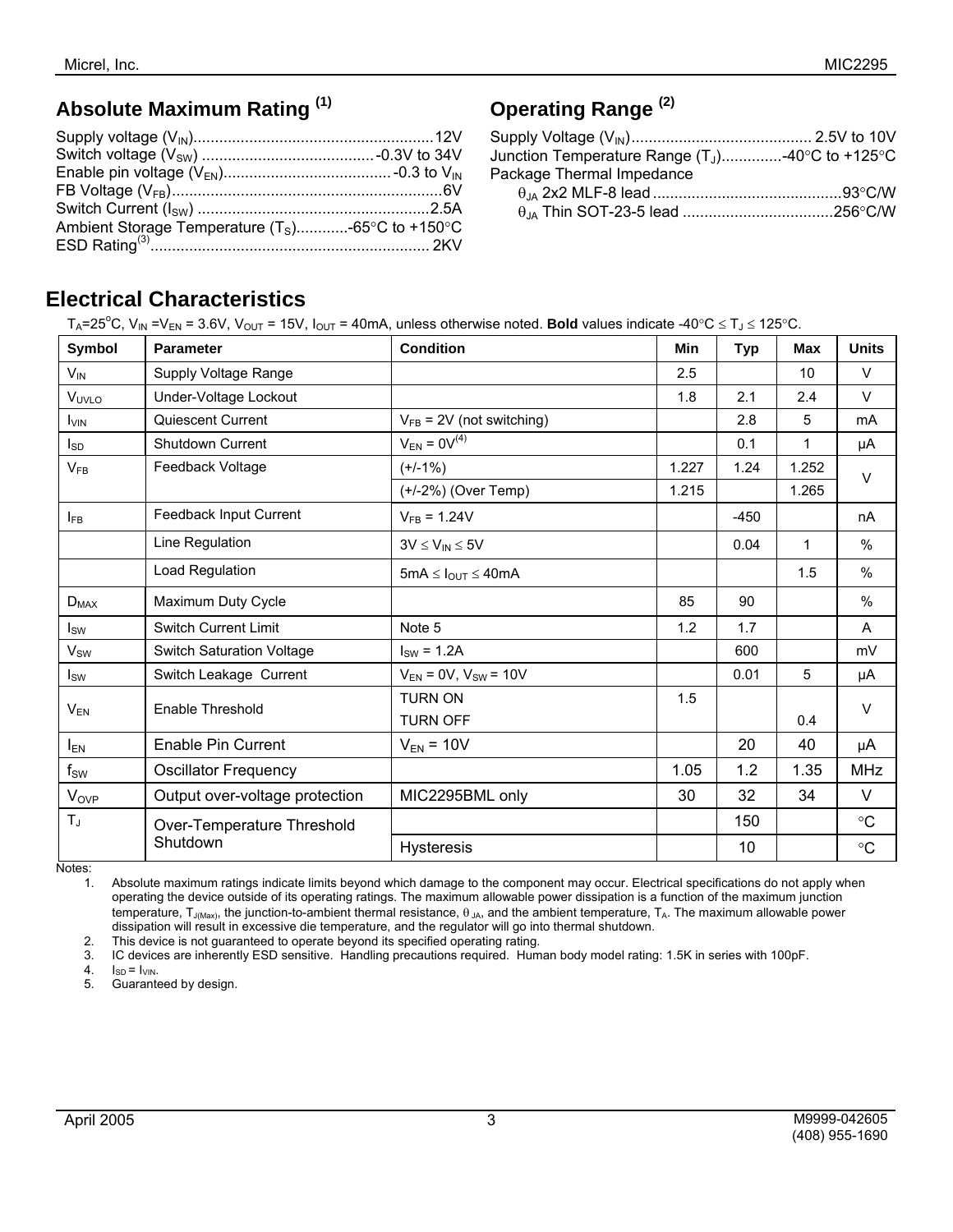## Absolute Maximum Rating [1]

Supply voltage ($V_{IN}$) ....................................................... 12V
Switch voltage ($V_{SW}$) ........................................ -0.3V to 34V
Enable pin voltage ($V_{EN}$) ....................................... -0.3 to $V_{IN}$
FB Voltage ($V_{FB}$) ............................................................... 6V
Switch Current ($I_{SW}$) ..................................................... 2.5A
Ambient Storage Temperature ($T_S$) ............ -65°C to +150°C
ESD Rating[3] ................................................................. 2KV

## Operating Range [2]

Supply Voltage ($V_{IN}$) ......................................... 2.5V to 10V
Junction Temperature Range ($T_J$) .............. -40°C to +125°C
Package Thermal Impedance
    $\theta_{JA}$ 2x2 MLF-8 lead ........................................... 93°C/W
    $\theta_{JA}$ Thin SOT-23-5 lead ................................... 256°C/W

## Electrical Characteristics

$T_A$=25°C, $V_{IN}$ =$V_{EN}$ = 3.6V, $V_{OUT}$ = 15V, $I_{OUT}$ = 40mA, unless otherwise noted. **Bold** values indicate -40°C ≤ $T_J$ ≤ 125°C.

| Symbol | Parameter | Condition | Min | Typ | Max | Units |
|---|---|---|---|---|---|---|
| $V_{IN}$ | Supply Voltage Range | | 2.5 | | 10 | V |
| $V_{UVLO}$ | Under-Voltage Lockout | | 1.8 | 2.1 | 2.4 | V |
| $I_{VIN}$ | Quiescent Current | $V_{FB}$ = 2V (not switching) | | 2.8 | 5 | mA |
| $I_{SD}$ | Shutdown Current | $V_{EN}$ = 0V[4] | | 0.1 | 1 | µA |
| $V_{FB}$ | Feedback Voltage | (+/-1%) | 1.227 | 1.24 | 1.252 | V |
| | | (+/-2%) (Over Temp) | 1.215 | | 1.265 | V |
| $I_{FB}$ | Feedback Input Current | $V_{FB}$ = 1.24V | | -450 | | nA |
| | Line Regulation | 3V ≤ $V_{IN}$ ≤ 5V | | 0.04 | 1 | % |
| | Load Regulation | 5mA ≤ $I_{OUT}$ ≤ 40mA | | | 1.5 | % |
| $D_{MAX}$ | Maximum Duty Cycle | | 85 | 90 | | % |
| $I_{SW}$ | Switch Current Limit | Note 5 | 1.2 | 1.7 | | A |
| $V_{SW}$ | Switch Saturation Voltage | $I_{SW}$ = 1.2A | | 600 | | mV |
| $I_{SW}$ | Switch Leakage Current | $V_{EN}$ = 0V, $V_{SW}$ = 10V | | 0.01 | 5 | µA |
| $V_{EN}$ | Enable Threshold | TURN ON | 1.5 | | | V |
| | | TURN OFF | | | 0.4 | V |
| $I_{EN}$ | Enable Pin Current | $V_{EN}$ = 10V | | 20 | 40 | µA |
| $f_{SW}$ | Oscillator Frequency | | 1.05 | 1.2 | 1.35 | MHz |
| $V_{OVP}$ | Output over-voltage protection | MIC2295BML only | 30 | 32 | 34 | V |
| $T_J$ | Over-Temperature Threshold Shutdown | | | 150 | | °C |
| | | Hysteresis | | 10 | | °C |

Notes:

1. Absolute maximum ratings indicate limits beyond which damage to the component may occur. Electrical specifications do not apply when operating the device outside of its operating ratings. The maximum allowable power dissipation is a function of the maximum junction temperature, $T_{J(Max)}$, the junction-to-ambient thermal resistance, $\theta_{JA}$, and the ambient temperature, $T_A$. The maximum allowable power dissipation will result in excessive die temperature, and the regulator will go into thermal shutdown.
2. This device is not guaranteed to operate beyond its specified operating rating.
3. IC devices are inherently ESD sensitive. Handling precautions required. Human body model rating: 1.5K in series with 100pF.
4. $I_{SD}$ = $I_{VIN}$.
5. Guaranteed by design.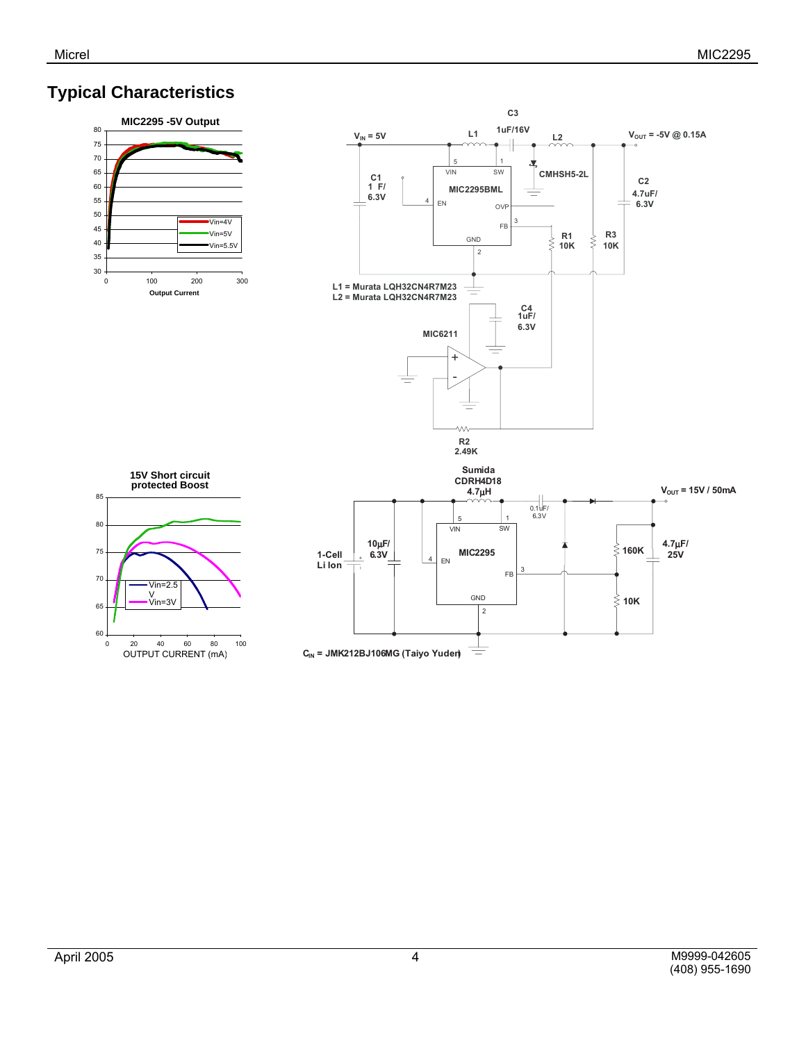## Typical Characteristics

**MIC2295 -5V Output**

Legend: Vin=4V, Vin=5V, Vin=5.5V

Y-axis: 30 to 80; X-axis: Output Current (0 to 300)

$V_{IN}$ = 5V

L1

C3 1uF/16V

L2

$V_{OUT}$ = -5V @ 0.15A

C1 1 F/ 6.3V

MIC2295BML

VIN (5), SW (1), EN (4), OVP, FB (3), GND (2)

CMHSH5-2L

C2 4.7uF/ 6.3V

R1 10K

R3 10K

L1 = Murata LQH32CN4R7M23
L2 = Murata LQH32CN4R7M23

C4 1uF/ 6.3V

MIC6211

R2 2.49K

**15V Short circuit protected Boost**

Legend: Vin=2.5 V, Vin=3V

Y-axis: 60 to 85; X-axis: OUTPUT CURRENT (mA) (0 to 100)

Sumida CDRH4D18 4.7µH

0.1uF/ 6.3V

$V_{OUT}$ = 15V / 50mA

1-Cell Li Ion

10µF/ 6.3V

MIC2295

VIN (5), SW (1), EN (4), FB (3), GND (2)

160K

10K

4.7µF/ 25V

$C_{IN}$ = JMK212BJ106MG (Taiyo Yuden)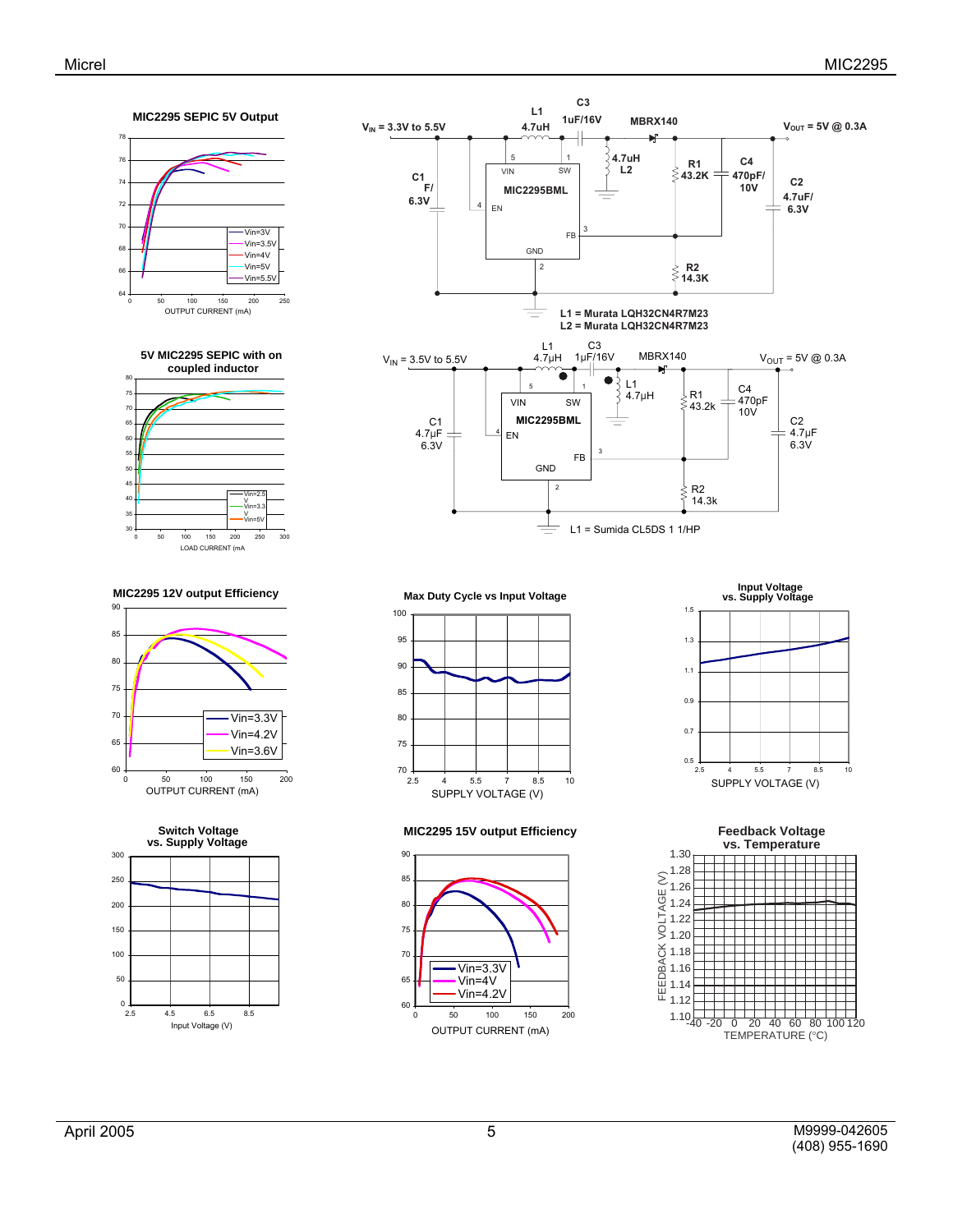### MIC2295 SEPIC 5V Output

OUTPUT CURRENT (mA)

Vin=3V, Vin=3.5V, Vin=4V, Vin=5V, Vin=5.5V

$V_{IN}$ = 3.3V to 5.5V

L1 4.7uH, C3 1uF/16V, MBRX140, $V_{OUT}$ = 5V @ 0.3A

C1 F/ 6.3V, MIC2295BML (VIN, SW, EN, FB, GND), 4.7uH L2, R1 43.2K, C4 470pF/ 10V, C2 4.7uF/ 6.3V, R2 14.3K

L1 = Murata LQH32CN4R7M23
L2 = Murata LQH32CN4R7M23

### 5V MIC2295 SEPIC with on coupled inductor

LOAD CURRENT (mA

Vin=2.5V, Vin=3.3V, Vin=5V

$V_{IN}$ = 3.5V to 5.5V

L1 4.7µH, C3 1µF/16V, MBRX140, $V_{OUT}$ = 5V @ 0.3A

C1 4.7µF 6.3V, MIC2295BML (VIN, SW, EN, FB, GND), L1 4.7µH, R1 43.2k, C4 470pF 10V, C2 4.7µF 6.3V, R2 14.3k

L1 = Sumida CL5DS 1 1/HP

### MIC2295 12V output Efficiency

OUTPUT CURRENT (mA)

Vin=3.3V, Vin=4.2V, Vin=3.6V

### Max Duty Cycle vs Input Voltage

SUPPLY VOLTAGE (V)

### Input Voltage vs. Supply Voltage

SUPPLY VOLTAGE (V)

### Switch Voltage vs. Supply Voltage

Input Voltage (V)

### MIC2295 15V output Efficiency

OUTPUT CURRENT (mA)

Vin=3.3V, Vin=4V, Vin=4.2V

### Feedback Voltage vs. Temperature

FEEDBACK VOLTAGE (V)

TEMPERATURE (°C)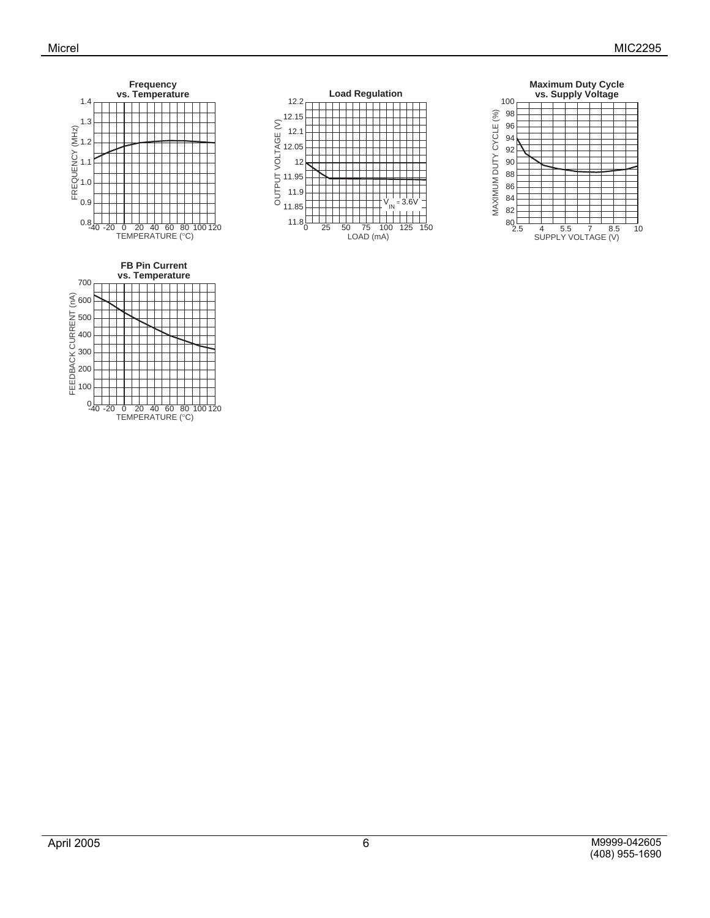**Frequency vs. Temperature**

FREQUENCY (MHz) vs. TEMPERATURE (°C)

**Load Regulation**

OUTPUT VOLTAGE (V) vs. LOAD (mA)

$V_{IN}$ = 3.6V

**Maximum Duty Cycle vs. Supply Voltage**

MAXIMUM DUTY CYCLE (%) vs. SUPPLY VOLTAGE (V)

**FB Pin Current vs. Temperature**

FEEDBACK CURRENT (nA) vs. TEMPERATURE (°C)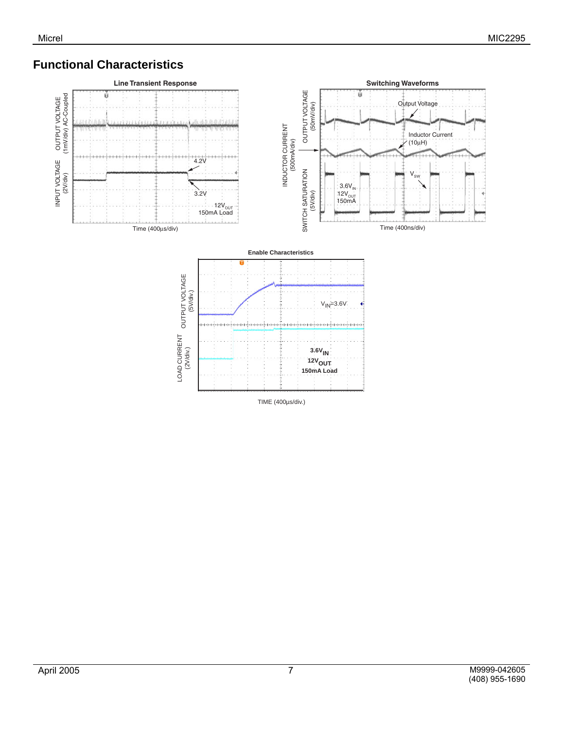## Functional Characteristics

**Line Transient Response**

OUTPUT VOLTAGE (1mV/div) AC-Coupled

INPUT VOLTAGE (2V/div)

4.2V

3.2V

$12V_{OUT}$
150mA Load

Time (400µs/div)

**Switching Waveforms**

OUTPUT VOLTAGE (50mV/div)

INDUCTOR CURRENT (500mA/div)

SWITCH SATURATION (5V/div)

Output Voltage

Inductor Current (10µH)

$V_{SW}$

$3.6V_{IN}$
$12V_{OUT}$
150mA

Time (400ns/div)

**Enable Characteristics**

OUTPUT VOLTAGE (5V/div.)

LOAD CURRENT (2V/div.)

$V_{IN}$=3.6V

**$3.6V_{IN}$**
**$12V_{OUT}$**
**150mA Load**

TIME (400µs/div.)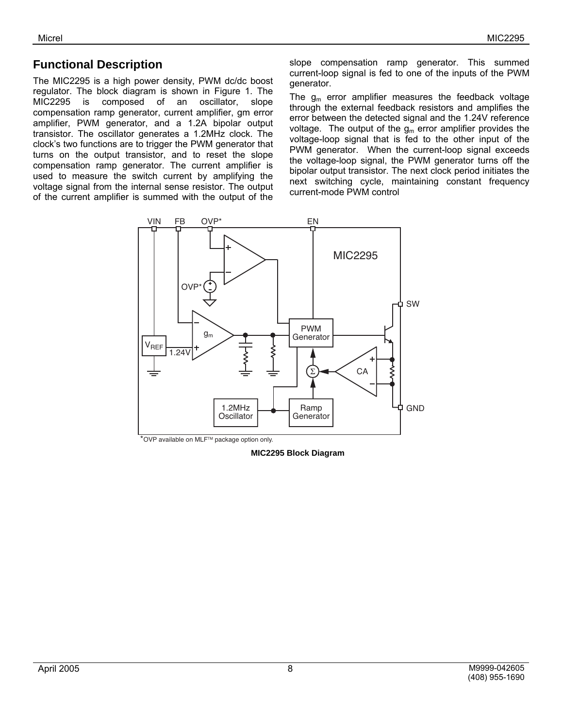## Functional Description

The MIC2295 is a high power density, PWM dc/dc boost regulator. The block diagram is shown in Figure 1. The MIC2295 is composed of an oscillator, slope compensation ramp generator, current amplifier, gm error amplifier, PWM generator, and a 1.2A bipolar output transistor. The oscillator generates a 1.2MHz clock. The clock's two functions are to trigger the PWM generator that turns on the output transistor, and to reset the slope compensation ramp generator. The current amplifier is used to measure the switch current by amplifying the voltage signal from the internal sense resistor. The output of the current amplifier is summed with the output of the slope compensation ramp generator. This summed current-loop signal is fed to one of the inputs of the PWM generator.

The $g_m$ error amplifier measures the feedback voltage through the external feedback resistors and amplifies the error between the detected signal and the 1.24V reference voltage. The output of the $g_m$ error amplifier provides the voltage-loop signal that is fed to the other input of the PWM generator. When the current-loop signal exceeds the voltage-loop signal, the PWM generator turns off the bipolar output transistor. The next clock period initiates the next switching cycle, maintaining constant frequency current-mode PWM control

*OVP available on MLF™ package option only.

**MIC2295 Block Diagram**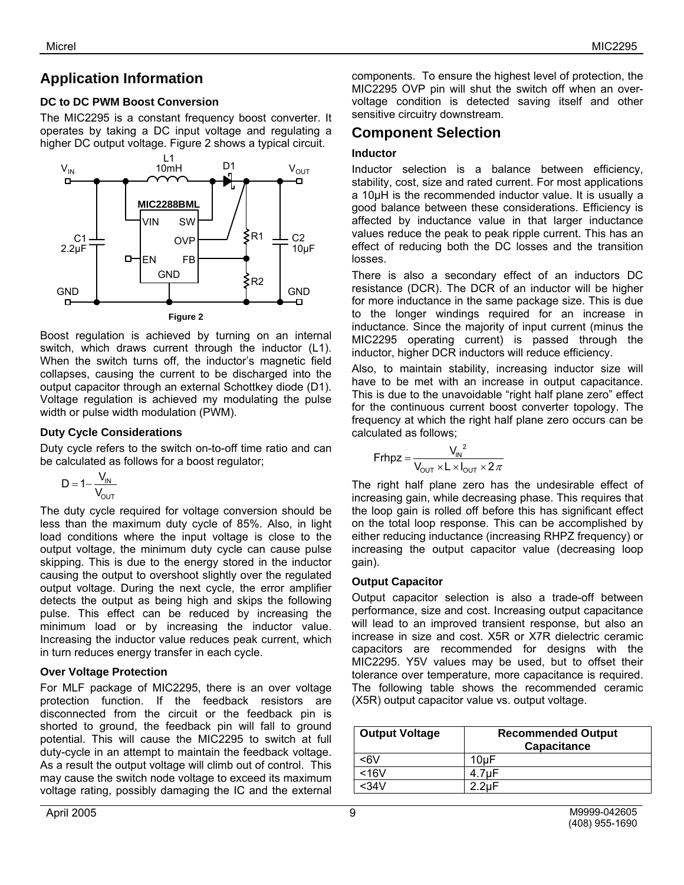# Application Information

### DC to DC PWM Boost Conversion

The MIC2295 is a constant frequency boost converter. It operates by taking a DC input voltage and regulating a higher DC output voltage. Figure 2 shows a typical circuit.

Figure 2

Boost regulation is achieved by turning on an internal switch, which draws current through the inductor (L1). When the switch turns off, the inductor's magnetic field collapses, causing the current to be discharged into the output capacitor through an external Schottkey diode (D1). Voltage regulation is achieved my modulating the pulse width or pulse width modulation (PWM).

### Duty Cycle Considerations

Duty cycle refers to the switch on-to-off time ratio and can be calculated as follows for a boost regulator;

$$D = 1 - \frac{V_{IN}}{V_{OUT}}$$

The duty cycle required for voltage conversion should be less than the maximum duty cycle of 85%. Also, in light load conditions where the input voltage is close to the output voltage, the minimum duty cycle can cause pulse skipping. This is due to the energy stored in the inductor causing the output to overshoot slightly over the regulated output voltage. During the next cycle, the error amplifier detects the output as being high and skips the following pulse. This effect can be reduced by increasing the minimum load or by increasing the inductor value. Increasing the inductor value reduces peak current, which in turn reduces energy transfer in each cycle.

### Over Voltage Protection

For MLF package of MIC2295, there is an over voltage protection function. If the feedback resistors are disconnected from the circuit or the feedback pin is shorted to ground, the feedback pin will fall to ground potential. This will cause the MIC2295 to switch at full duty-cycle in an attempt to maintain the feedback voltage. As a result the output voltage will climb out of control. This may cause the switch node voltage to exceed its maximum voltage rating, possibly damaging the IC and the external components. To ensure the highest level of protection, the MIC2295 OVP pin will shut the switch off when an over-voltage condition is detected saving itself and other sensitive circuitry downstream.

# Component Selection

### Inductor

Inductor selection is a balance between efficiency, stability, cost, size and rated current. For most applications a 10µH is the recommended inductor value. It is usually a good balance between these considerations. Efficiency is affected by inductance value in that larger inductance values reduce the peak to peak ripple current. This has an effect of reducing both the DC losses and the transition losses.

There is also a secondary effect of an inductors DC resistance (DCR). The DCR of an inductor will be higher for more inductance in the same package size. This is due to the longer windings required for an increase in inductance. Since the majority of input current (minus the MIC2295 operating current) is passed through the inductor, higher DCR inductors will reduce efficiency.

Also, to maintain stability, increasing inductor size will have to be met with an increase in output capacitance. This is due to the unavoidable "right half plane zero" effect for the continuous current boost converter topology. The frequency at which the right half plane zero occurs can be calculated as follows;

$$\text{Frhpz} = \frac{V_{IN}^{\ 2}}{V_{OUT} \times L \times I_{OUT} \times 2\pi}$$

The right half plane zero has the undesirable effect of increasing gain, while decreasing phase. This requires that the loop gain is rolled off before this has significant effect on the total loop response. This can be accomplished by either reducing inductance (increasing RHPZ frequency) or increasing the output capacitor value (decreasing loop gain).

### Output Capacitor

Output capacitor selection is also a trade-off between performance, size and cost. Increasing output capacitance will lead to an improved transient response, but also an increase in size and cost. X5R or X7R dielectric ceramic capacitors are recommended for designs with the MIC2295. Y5V values may be used, but to offset their tolerance over temperature, more capacitance is required. The following table shows the recommended ceramic (X5R) output capacitor value vs. output voltage.

| Output Voltage | Recommended Output Capacitance |
|---|---|
| <6V | 10µF |
| <16V | 4.7µF |
| <34V | 2.2µF |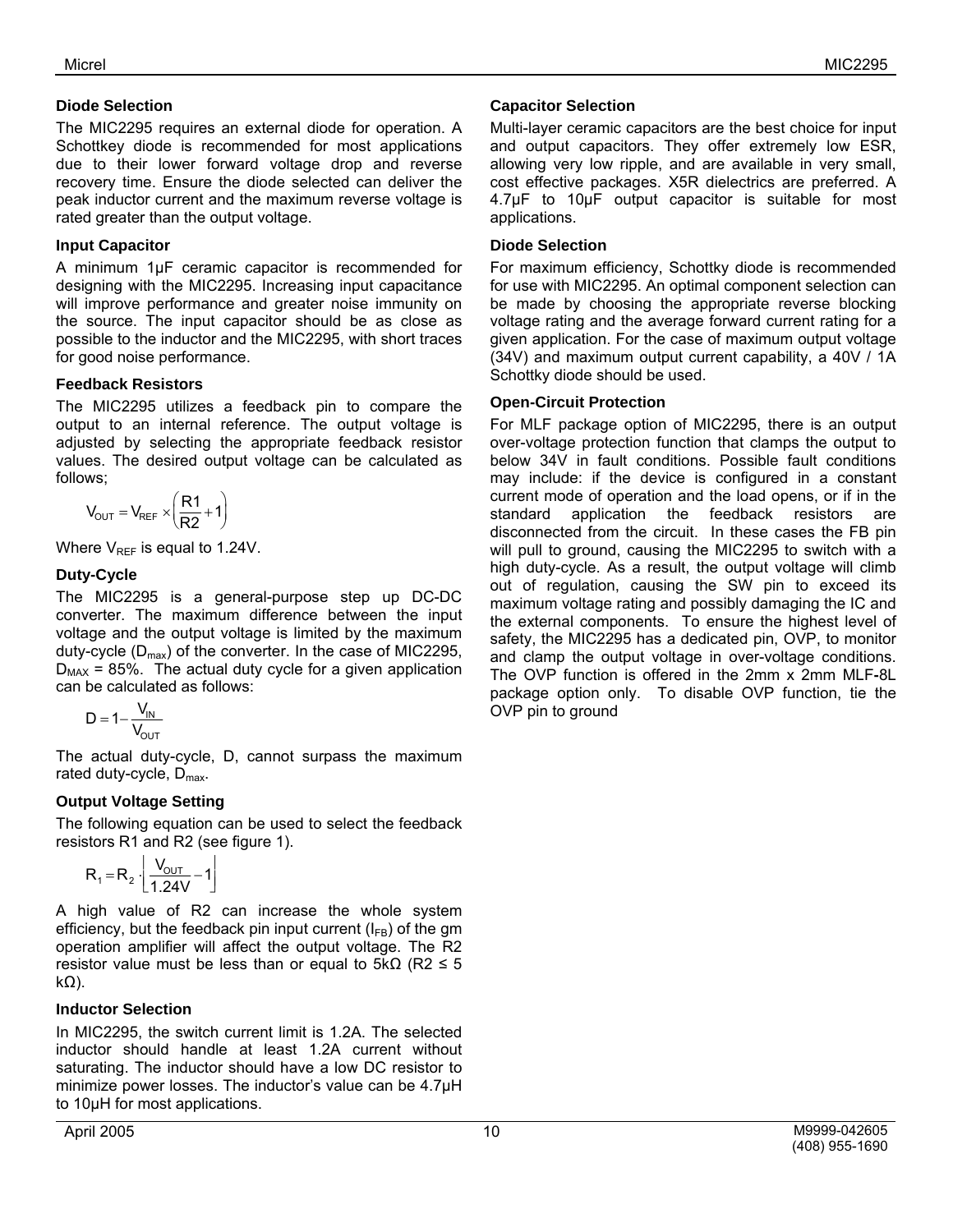### Diode Selection

The MIC2295 requires an external diode for operation. A Schottkey diode is recommended for most applications due to their lower forward voltage drop and reverse recovery time. Ensure the diode selected can deliver the peak inductor current and the maximum reverse voltage is rated greater than the output voltage.

### Input Capacitor

A minimum 1µF ceramic capacitor is recommended for designing with the MIC2295. Increasing input capacitance will improve performance and greater noise immunity on the source. The input capacitor should be as close as possible to the inductor and the MIC2295, with short traces for good noise performance.

### Feedback Resistors

The MIC2295 utilizes a feedback pin to compare the output to an internal reference. The output voltage is adjusted by selecting the appropriate feedback resistor values. The desired output voltage can be calculated as follows;

$$V_{OUT} = V_{REF} \times \left( \frac{R1}{R2} + 1 \right)$$

Where $V_{REF}$ is equal to 1.24V.

### Duty-Cycle

The MIC2295 is a general-purpose step up DC-DC converter. The maximum difference between the input voltage and the output voltage is limited by the maximum duty-cycle ($D_{max}$) of the converter. In the case of MIC2295, $D_{MAX}$ = 85%. The actual duty cycle for a given application can be calculated as follows:

$$D = 1 - \frac{V_{IN}}{V_{OUT}}$$

The actual duty-cycle, D, cannot surpass the maximum rated duty-cycle, $D_{max}$.

### Output Voltage Setting

The following equation can be used to select the feedback resistors R1 and R2 (see figure 1).

$$R_1 = R_2 \cdot \left\lfloor \frac{V_{OUT}}{1.24V} - 1 \right\rfloor$$

A high value of R2 can increase the whole system efficiency, but the feedback pin input current ($I_{FB}$) of the gm operation amplifier will affect the output voltage. The R2 resistor value must be less than or equal to 5kΩ (R2 ≤ 5 kΩ).

### Inductor Selection

In MIC2295, the switch current limit is 1.2A. The selected inductor should handle at least 1.2A current without saturating. The inductor should have a low DC resistor to minimize power losses. The inductor's value can be 4.7µH to 10µH for most applications.

### Capacitor Selection

Multi-layer ceramic capacitors are the best choice for input and output capacitors. They offer extremely low ESR, allowing very low ripple, and are available in very small, cost effective packages. X5R dielectrics are preferred. A 4.7µF to 10µF output capacitor is suitable for most applications.

### Diode Selection

For maximum efficiency, Schottky diode is recommended for use with MIC2295. An optimal component selection can be made by choosing the appropriate reverse blocking voltage rating and the average forward current rating for a given application. For the case of maximum output voltage (34V) and maximum output current capability, a 40V / 1A Schottky diode should be used.

### Open-Circuit Protection

For MLF package option of MIC2295, there is an output over-voltage protection function that clamps the output to below 34V in fault conditions. Possible fault conditions may include: if the device is configured in a constant current mode of operation and the load opens, or if in the standard application the feedback resistors are disconnected from the circuit. In these cases the FB pin will pull to ground, causing the MIC2295 to switch with a high duty-cycle. As a result, the output voltage will climb out of regulation, causing the SW pin to exceed its maximum voltage rating and possibly damaging the IC and the external components. To ensure the highest level of safety, the MIC2295 has a dedicated pin, OVP, to monitor and clamp the output voltage in over-voltage conditions. The OVP function is offered in the 2mm x 2mm MLF-8L package option only. To disable OVP function, tie the OVP pin to ground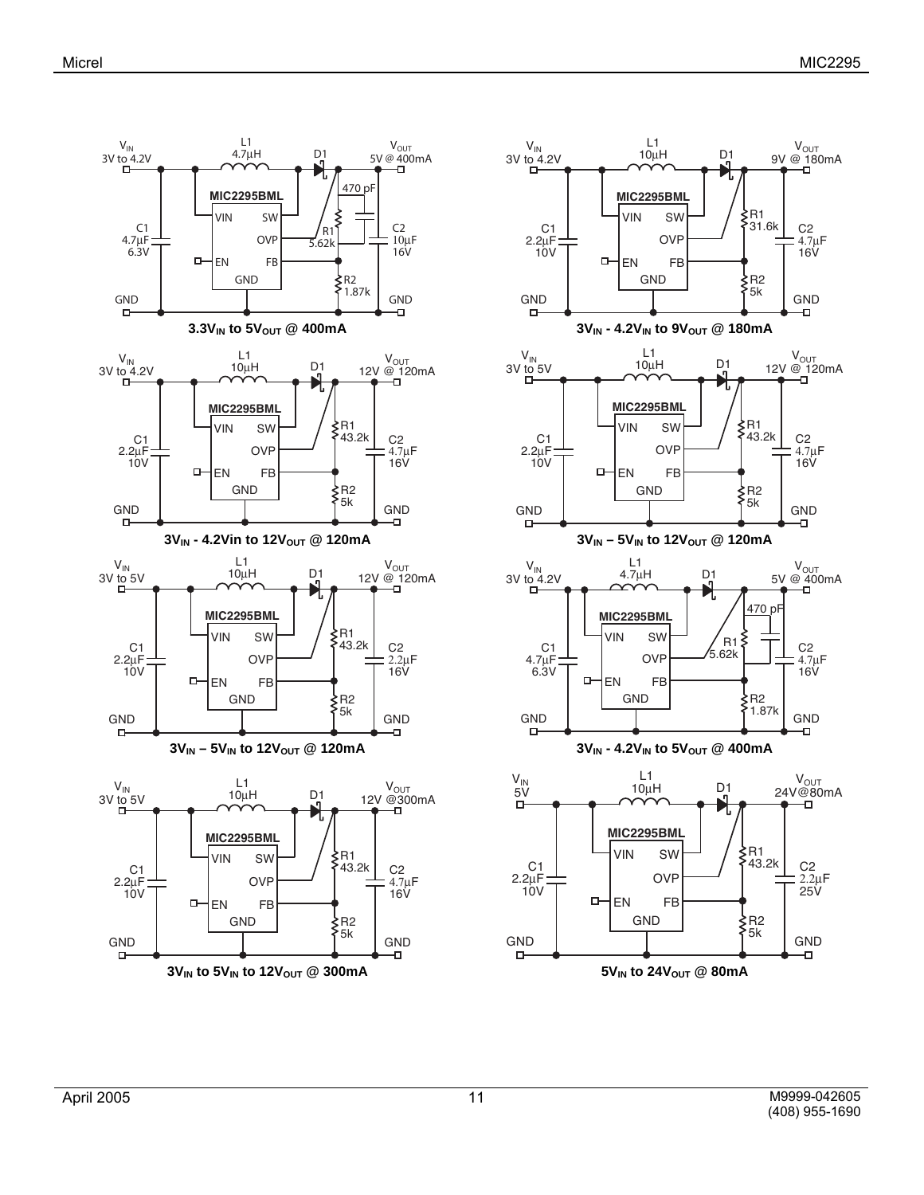$3.3V_{IN}$ to $5V_{OUT}$ @ 400mA

$3V_{IN}$ - 4.2Vin to $12V_{OUT}$ @ 120mA

$3V_{IN}$ – $5V_{IN}$ to $12V_{OUT}$ @ 120mA

$3V_{IN}$ to $5V_{IN}$ to $12V_{OUT}$ @ 300mA

$3V_{IN}$ - $4.2V_{IN}$ to $9V_{OUT}$ @ 180mA

$3V_{IN}$ – $5V_{IN}$ to $12V_{OUT}$ @ 120mA

$3V_{IN}$ - $4.2V_{IN}$ to $5V_{OUT}$ @ 400mA

$5V_{IN}$ to $24V_{OUT}$ @ 80mA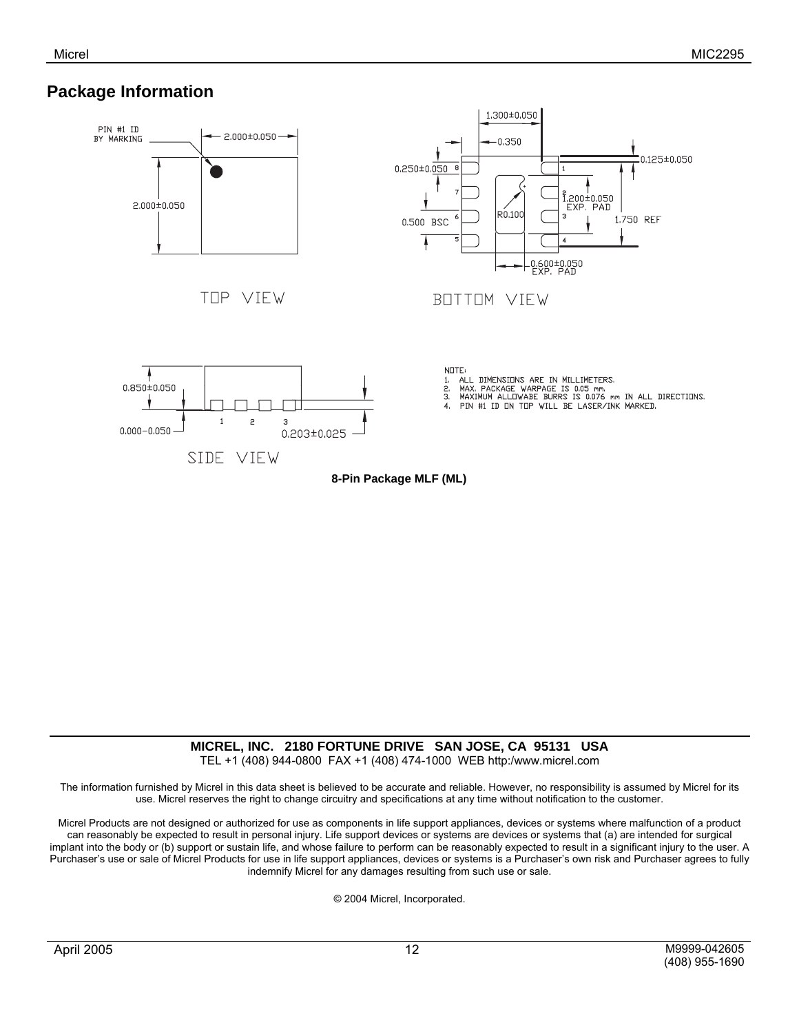## Package Information

PIN #1 ID BY MARKING

2.000±0.050

2.000±0.050

TOP VIEW

1.300±0.050

0.350

0.250±0.050

0.125±0.050

1.200±0.050 EXP. PAD

R0.100

0.500 BSC

1.750 REF

0.600±0.050 EXP. PAD

BOTTOM VIEW

0.850±0.050

0.000–0.050

0.203±0.025

SIDE VIEW

NOTE:

1. ALL DIMENSIONS ARE IN MILLIMETERS.
2. MAX. PACKAGE WARPAGE IS 0.05 mm.
3. MAXIMUM ALLOWABE BURRS IS 0.076 mm IN ALL DIRECTIONS.
4. PIN #1 ID ON TOP WILL BE LASER/INK MARKED.

**8-Pin Package MLF (ML)**

---

**MICREL, INC. 2180 FORTUNE DRIVE SAN JOSE, CA 95131 USA**

TEL +1 (408) 944-0800 FAX +1 (408) 474-1000 WEB http:/www.micrel.com

The information furnished by Micrel in this data sheet is believed to be accurate and reliable. However, no responsibility is assumed by Micrel for its use. Micrel reserves the right to change circuitry and specifications at any time without notification to the customer.

Micrel Products are not designed or authorized for use as components in life support appliances, devices or systems where malfunction of a product can reasonably be expected to result in personal injury. Life support devices or systems are devices or systems that (a) are intended for surgical implant into the body or (b) support or sustain life, and whose failure to perform can be reasonably expected to result in a significant injury to the user. A Purchaser's use or sale of Micrel Products for use in life support appliances, devices or systems is a Purchaser's own risk and Purchaser agrees to fully indemnify Micrel for any damages resulting from such use or sale.

© 2004 Micrel, Incorporated.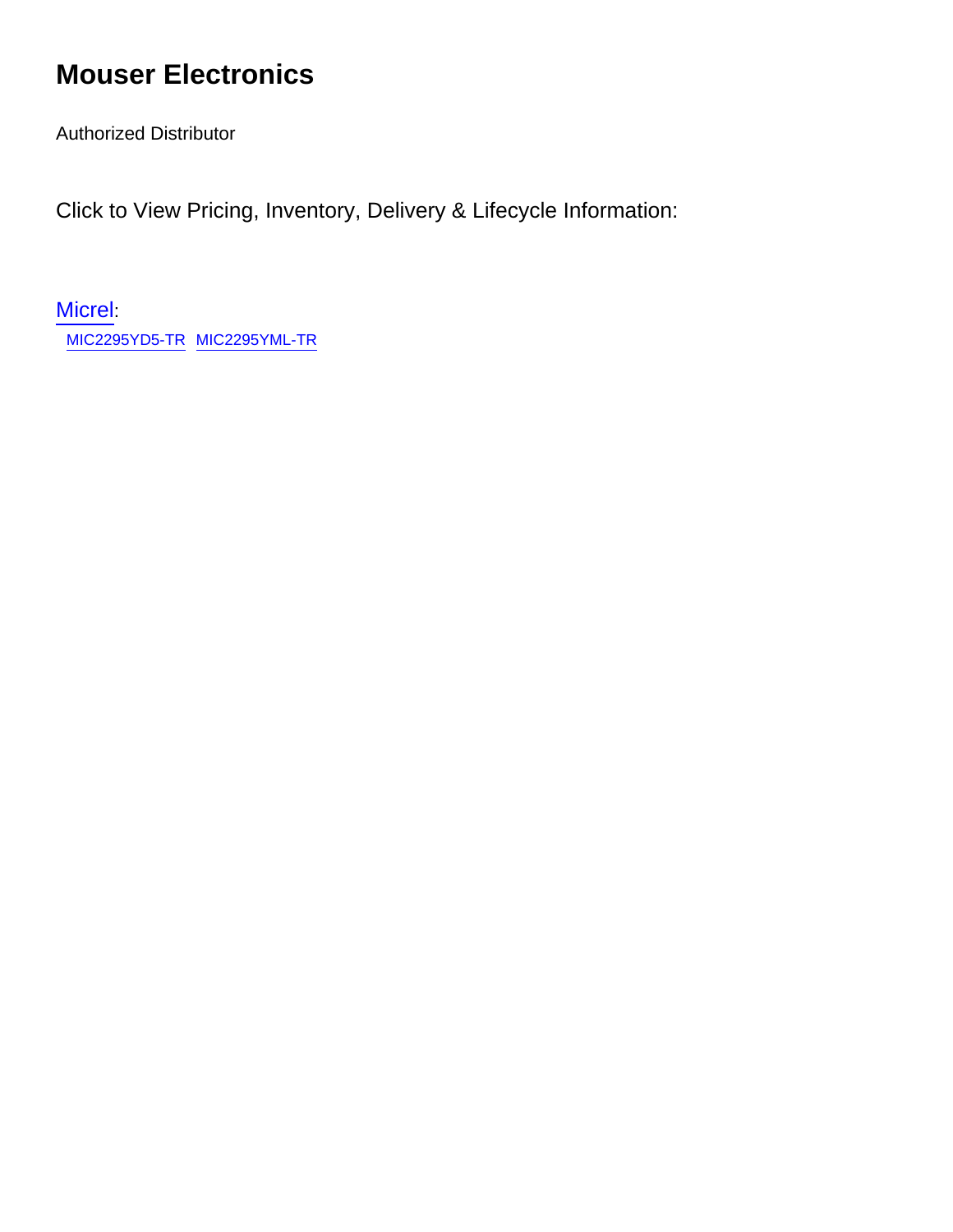# Mouser Electronics

Authorized Distributor

Click to View Pricing, Inventory, Delivery & Lifecycle Information:

Micrel:

MIC2295YD5-TR MIC2295YML-TR